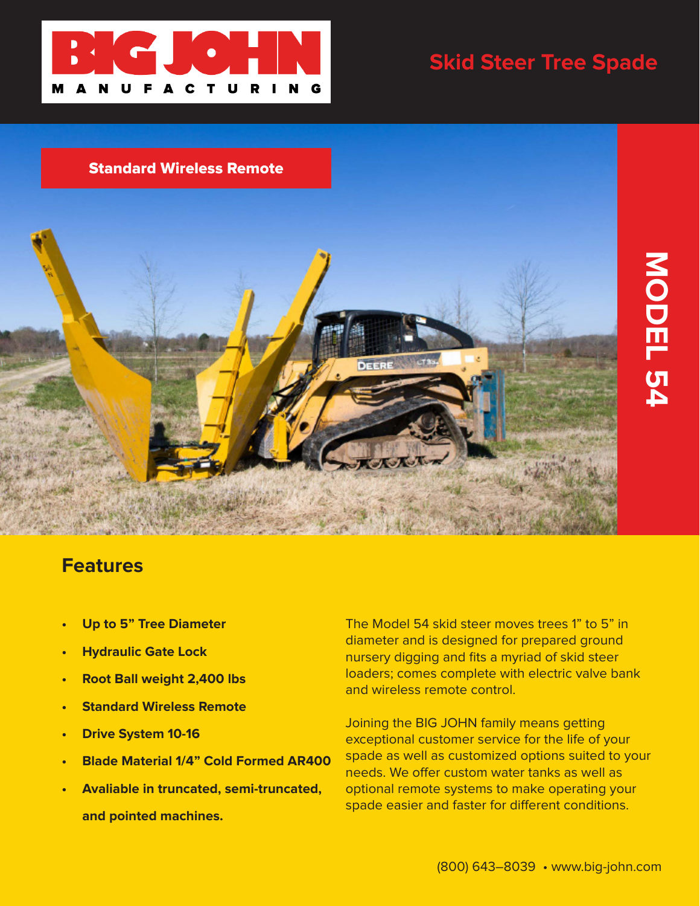BIG JOHN MANUFACTURING

# Skid Steer Tree Spade

**Standard Wireless Remote**

MODEL 54

## Features

- **Up to 5" Tree Diameter**
- **Hydraulic Gate Lock**
- **Root Ball weight 2,400 lbs**
- **Standard Wireless Remote**
- **Drive System 10-16**
- **Blade Material 1/4" Cold Formed AR400**
- **Avaliable in truncated, semi-truncated, and pointed machines.**

The Model 54 skid steer moves trees 1" to 5" in diameter and is designed for prepared ground nursery digging and fits a myriad of skid steer loaders; comes complete with electric valve bank and wireless remote control.

Joining the BIG JOHN family means getting exceptional customer service for the life of your spade as well as customized options suited to your needs. We offer custom water tanks as well as optional remote systems to make operating your spade easier and faster for different conditions.

(800) 643–8039 • www.big-john.com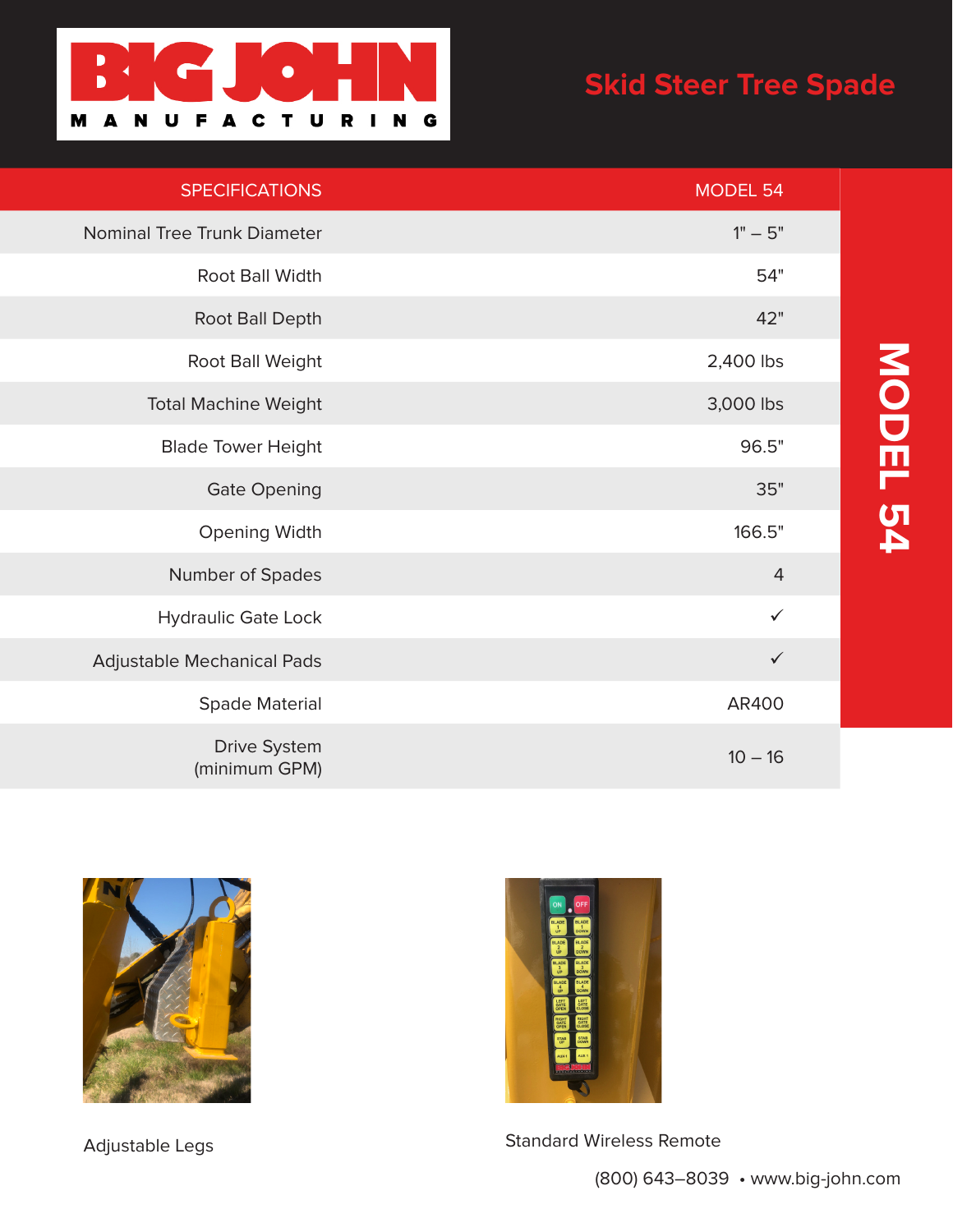BIG JOHN MANUFACTURING

# Skid Steer Tree Spade

| SPECIFICATIONS | MODEL 54 |
|---|---|
| Nominal Tree Trunk Diameter | 1" – 5" |
| Root Ball Width | 54" |
| Root Ball Depth | 42" |
| Root Ball Weight | 2,400 lbs |
| Total Machine Weight | 3,000 lbs |
| Blade Tower Height | 96.5" |
| Gate Opening | 35" |
| Opening Width | 166.5" |
| Number of Spades | 4 |
| Hydraulic Gate Lock | ✓ |
| Adjustable Mechanical Pads | ✓ |
| Spade Material | AR400 |
| Drive System (minimum GPM) | 10 – 16 |

MODEL 54

Adjustable Legs

Standard Wireless Remote

(800) 643–8039 • www.big-john.com